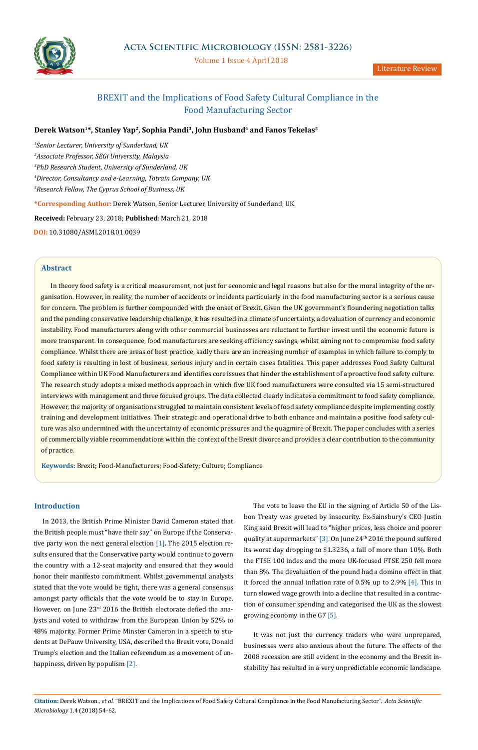Literature Review

# BREXIT and the Implications of Food Safety Cultural Compliance in the Food Manufacturing Sector

**Derek Watson[1]\*, Stanley Yap[2], Sophia Pandi[3], John Husband[4] and Fanos Tekelas[5]**

*[1]Senior Lecturer, University of Sunderland, UK*

*[2]Associate Professor, SEGi University, Malaysia*

*[3]PhD Research Student, University of Sunderland, UK*

*[4]Director, Consultancy and e-Learning, Totrain Company, UK*

*[5]Research Fellow, The Cyprus School of Business, UK*

**\*Corresponding Author:** Derek Watson, Senior Lecturer, University of Sunderland, UK.

**Received:** February 23, 2018; **Published**: March 21, 2018

**DOI:** 10.31080/ASMI.2018.01.0039

## Abstract

In theory food safety is a critical measurement, not just for economic and legal reasons but also for the moral integrity of the organisation. However, in reality, the number of accidents or incidents particularly in the food manufacturing sector is a serious cause for concern. The problem is further compounded with the onset of Brexit. Given the UK government's floundering negotiation talks and the pending conservative leadership challenge, it has resulted in a climate of uncertainty, a devaluation of currency and economic instability. Food manufacturers along with other commercial businesses are reluctant to further invest until the economic future is more transparent. In consequence, food manufacturers are seeking efficiency savings, whilst aiming not to compromise food safety compliance. Whilst there are areas of best practice, sadly there are an increasing number of examples in which failure to comply to food safety is resulting in lost of business, serious injury and in certain cases fatalities. This paper addresses Food Safety Cultural Compliance within UK Food Manufacturers and identifies core issues that hinder the establishment of a proactive food safety culture. The research study adopts a mixed methods approach in which five UK food manufacturers were consulted via 15 semi-structured interviews with management and three focused groups. The data collected clearly indicates a commitment to food safety compliance. However, the majority of organisations struggled to maintain consistent levels of food safety compliance despite implementing costly training and development initiatives. Their strategic and operational drive to both enhance and maintain a positive food safety culture was also undermined with the uncertainty of economic pressures and the quagmire of Brexit. The paper concludes with a series of commercially viable recommendations within the context of the Brexit divorce and provides a clear contribution to the community of practice.

**Keywords:** Brexit; Food-Manufacturers; Food-Safety; Culture; Compliance

## Introduction

In 2013, the British Prime Minister David Cameron stated that the British people must "have their say" on Europe if the Conservative party won the next general election [1]. The 2015 election results ensured that the Conservative party would continue to govern the country with a 12-seat majority and ensured that they would honor their manifesto commitment. Whilst governmental analysts stated that the vote would be tight, there was a general consensus amongst party officials that the vote would be to stay in Europe. However, on June 23rd 2016 the British electorate defied the analysts and voted to withdraw from the European Union by 52% to 48% majority. Former Prime Minster Cameron in a speech to students at DePauw University, USA, described the Brexit vote, Donald Trump's election and the Italian referendum as a movement of unhappiness, driven by populism [2].

The vote to leave the EU in the signing of Article 50 of the Lisbon Treaty was greeted by insecurity. Ex-Sainsbury's CEO Justin King said Brexit will lead to "higher prices, less choice and poorer quality at supermarkets" [3]. On June 24th 2016 the pound suffered its worst day dropping to $1.3236, a fall of more than 10%. Both the FTSE 100 index and the more UK-focused FTSE 250 fell more than 8%. The devaluation of the pound had a domino effect in that it forced the annual inflation rate of 0.5% up to 2.9% [4]. This in turn slowed wage growth into a decline that resulted in a contraction of consumer spending and categorised the UK as the slowest growing economy in the G7 [5].

It was not just the currency traders who were unprepared, businesses were also anxious about the future. The effects of the 2008 recession are still evident in the economy and the Brexit instability has resulted in a very unpredictable economic landscape.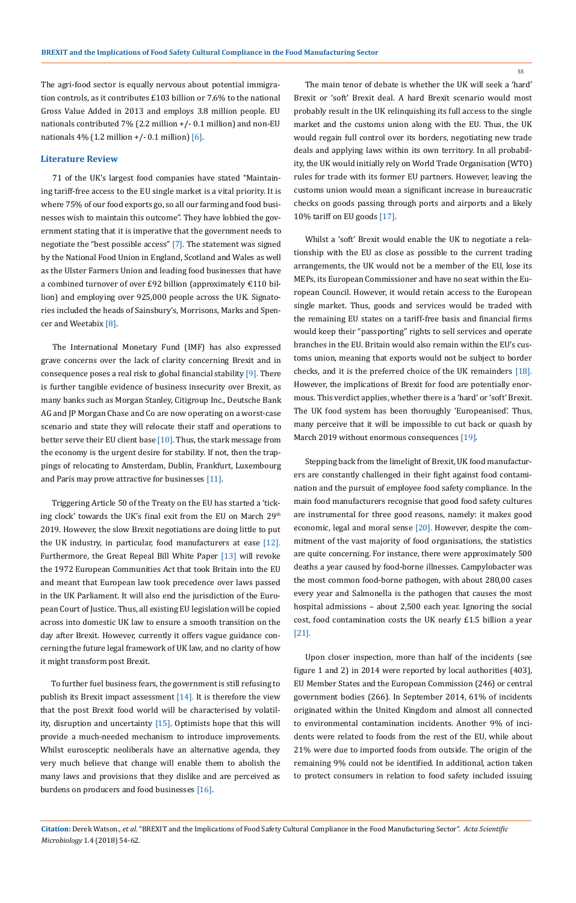The agri-food sector is equally nervous about potential immigration controls, as it contributes £103 billion or 7.6% to the national Gross Value Added in 2013 and employs 3.8 million people. EU nationals contributed 7% (2.2 million +/- 0.1 million) and non-EU nationals 4% (1.2 million +/- 0.1 million) [6].

## Literature Review

71 of the UK's largest food companies have stated "Maintaining tariff-free access to the EU single market is a vital priority. It is where 75% of our food exports go, so all our farming and food businesses wish to maintain this outcome". They have lobbied the government stating that it is imperative that the government needs to negotiate the "best possible access" [7]. The statement was signed by the National Food Union in England, Scotland and Wales as well as the Ulster Farmers Union and leading food businesses that have a combined turnover of over £92 billion (approximately €110 billion) and employing over 925,000 people across the UK. Signatories included the heads of Sainsbury's, Morrisons, Marks and Spencer and Weetabix [8].

The International Monetary Fund (IMF) has also expressed grave concerns over the lack of clarity concerning Brexit and in consequence poses a real risk to global financial stability [9]. There is further tangible evidence of business insecurity over Brexit, as many banks such as Morgan Stanley, Citigroup Inc., Deutsche Bank AG and JP Morgan Chase and Co are now operating on a worst-case scenario and state they will relocate their staff and operations to better serve their EU client base [10]. Thus, the stark message from the economy is the urgent desire for stability. If not, then the trappings of relocating to Amsterdam, Dublin, Frankfurt, Luxembourg and Paris may prove attractive for businesses [11].

Triggering Article 50 of the Treaty on the EU has started a 'ticking clock' towards the UK's final exit from the EU on March 29th 2019. However, the slow Brexit negotiations are doing little to put the UK industry, in particular, food manufacturers at ease [12]. Furthermore, the Great Repeal Bill White Paper [13] will revoke the 1972 European Communities Act that took Britain into the EU and meant that European law took precedence over laws passed in the UK Parliament. It will also end the jurisdiction of the European Court of Justice. Thus, all existing EU legislation will be copied across into domestic UK law to ensure a smooth transition on the day after Brexit. However, currently it offers vague guidance concerning the future legal framework of UK law, and no clarity of how it might transform post Brexit.

To further fuel business fears, the government is still refusing to publish its Brexit impact assessment [14]. It is therefore the view that the post Brexit food world will be characterised by volatility, disruption and uncertainty [15]. Optimists hope that this will provide a much-needed mechanism to introduce improvements. Whilst eurosceptic neoliberals have an alternative agenda, they very much believe that change will enable them to abolish the many laws and provisions that they dislike and are perceived as burdens on producers and food businesses [16].

The main tenor of debate is whether the UK will seek a 'hard' Brexit or 'soft' Brexit deal. A hard Brexit scenario would most probably result in the UK relinquishing its full access to the single market and the customs union along with the EU. Thus, the UK would regain full control over its borders, negotiating new trade deals and applying laws within its own territory. In all probability, the UK would initially rely on World Trade Organisation (WTO) rules for trade with its former EU partners. However, leaving the customs union would mean a significant increase in bureaucratic checks on goods passing through ports and airports and a likely 10% tariff on EU goods [17].

Whilst a 'soft' Brexit would enable the UK to negotiate a relationship with the EU as close as possible to the current trading arrangements, the UK would not be a member of the EU, lose its MEPs, its European Commissioner and have no seat within the European Council. However, it would retain access to the European single market. Thus, goods and services would be traded with the remaining EU states on a tariff-free basis and financial firms would keep their "passporting" rights to sell services and operate branches in the EU. Britain would also remain within the EU's customs union, meaning that exports would not be subject to border checks, and it is the preferred choice of the UK remainders [18]. However, the implications of Brexit for food are potentially enormous. This verdict applies, whether there is a 'hard' or 'soft' Brexit. The UK food system has been thoroughly 'Europeanised'. Thus, many perceive that it will be impossible to cut back or quash by March 2019 without enormous consequences [19].

Stepping back from the limelight of Brexit, UK food manufacturers are constantly challenged in their fight against food contamination and the pursuit of employee food safety compliance. In the main food manufacturers recognise that good food safety cultures are instrumental for three good reasons, namely: it makes good economic, legal and moral sense [20]. However, despite the commitment of the vast majority of food organisations, the statistics are quite concerning. For instance, there were approximately 500 deaths a year caused by food-borne illnesses. Campylobacter was the most common food-borne pathogen, with about 280,00 cases every year and Salmonella is the pathogen that causes the most hospital admissions – about 2,500 each year. Ignoring the social cost, food contamination costs the UK nearly £1.5 billion a year [21].

Upon closer inspection, more than half of the incidents (see figure 1 and 2) in 2014 were reported by local authorities (403), EU Member States and the European Commission (246) or central government bodies (266). In September 2014, 61% of incidents originated within the United Kingdom and almost all connected to environmental contamination incidents. Another 9% of incidents were related to foods from the rest of the EU, while about 21% were due to imported foods from outside. The origin of the remaining 9% could not be identified. In additional, action taken to protect consumers in relation to food safety included issuing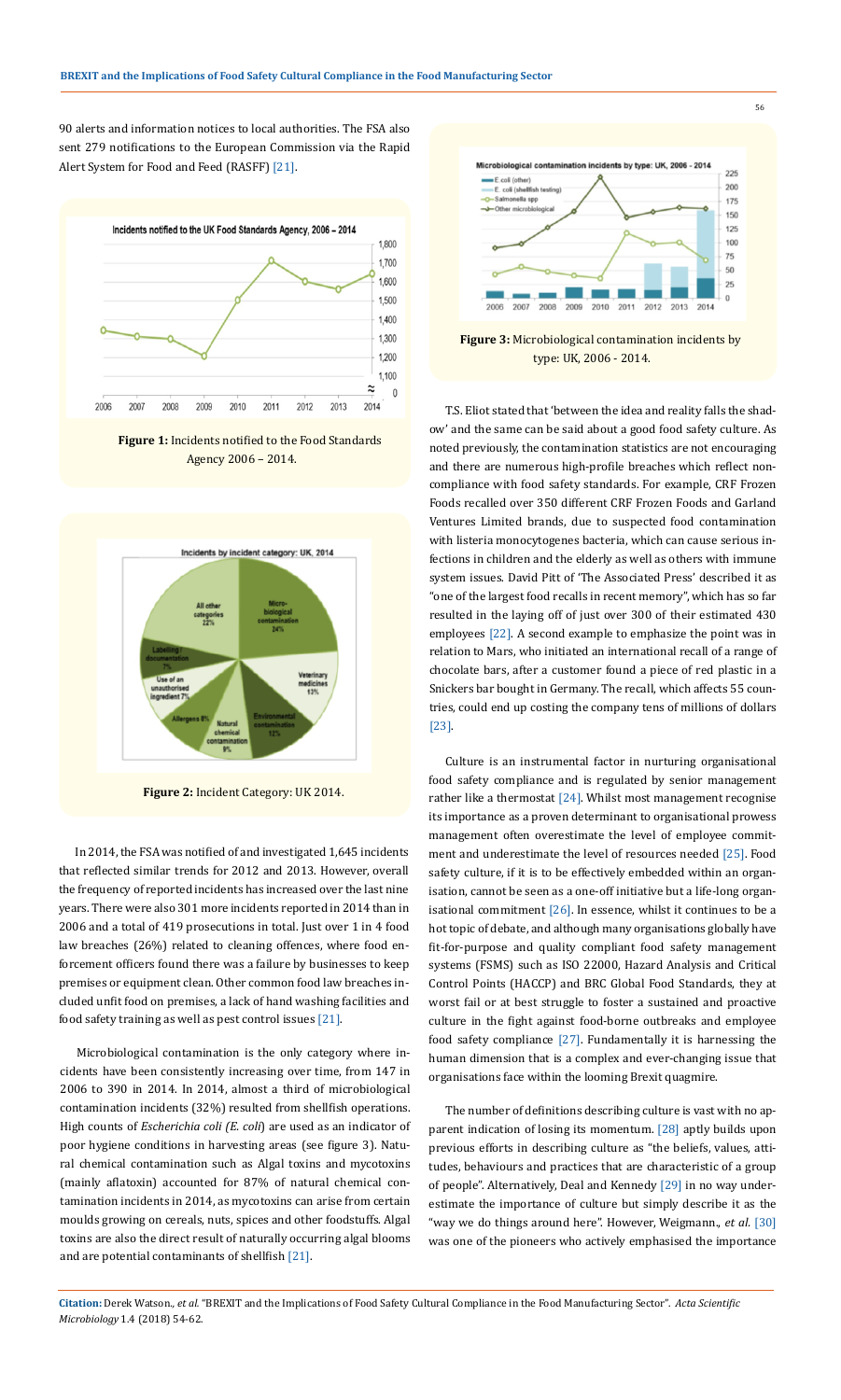90 alerts and information notices to local authorities. The FSA also sent 279 notifications to the European Commission via the Rapid Alert System for Food and Feed (RASFF) [21].

**Figure 1:** Incidents notified to the Food Standards Agency 2006 – 2014.

**Figure 2:** Incident Category: UK 2014.

In 2014, the FSA was notified of and investigated 1,645 incidents that reflected similar trends for 2012 and 2013. However, overall the frequency of reported incidents has increased over the last nine years. There were also 301 more incidents reported in 2014 than in 2006 and a total of 419 prosecutions in total. Just over 1 in 4 food law breaches (26%) related to cleaning offences, where food enforcement officers found there was a failure by businesses to keep premises or equipment clean. Other common food law breaches included unfit food on premises, a lack of hand washing facilities and food safety training as well as pest control issues [21].

Microbiological contamination is the only category where incidents have been consistently increasing over time, from 147 in 2006 to 390 in 2014. In 2014, almost a third of microbiological contamination incidents (32%) resulted from shellfish operations. High counts of *Escherichia coli (E. coli)* are used as an indicator of poor hygiene conditions in harvesting areas (see figure 3). Natural chemical contamination such as Algal toxins and mycotoxins (mainly aflatoxin) accounted for 87% of natural chemical contamination incidents in 2014, as mycotoxins can arise from certain moulds growing on cereals, nuts, spices and other foodstuffs. Algal toxins are also the direct result of naturally occurring algal blooms and are potential contaminants of shellfish [21].

**Figure 3:** Microbiological contamination incidents by type: UK, 2006 - 2014.

T.S. Eliot stated that 'between the idea and reality falls the shadow' and the same can be said about a good food safety culture. As noted previously, the contamination statistics are not encouraging and there are numerous high-profile breaches which reflect non-compliance with food safety standards. For example, CRF Frozen Foods recalled over 350 different CRF Frozen Foods and Garland Ventures Limited brands, due to suspected food contamination with listeria monocytogenes bacteria, which can cause serious infections in children and the elderly as well as others with immune system issues. David Pitt of 'The Associated Press' described it as "one of the largest food recalls in recent memory", which has so far resulted in the laying off of just over 300 of their estimated 430 employees [22]. A second example to emphasize the point was in relation to Mars, who initiated an international recall of a range of chocolate bars, after a customer found a piece of red plastic in a Snickers bar bought in Germany. The recall, which affects 55 countries, could end up costing the company tens of millions of dollars [23].

Culture is an instrumental factor in nurturing organisational food safety compliance and is regulated by senior management rather like a thermostat [24]. Whilst most management recognise its importance as a proven determinant to organisational prowess management often overestimate the level of employee commitment and underestimate the level of resources needed [25]. Food safety culture, if it is to be effectively embedded within an organisation, cannot be seen as a one-off initiative but a life-long organisational commitment [26]. In essence, whilst it continues to be a hot topic of debate, and although many organisations globally have fit-for-purpose and quality compliant food safety management systems (FSMS) such as ISO 22000, Hazard Analysis and Critical Control Points (HACCP) and BRC Global Food Standards, they at worst fail or at best struggle to foster a sustained and proactive culture in the fight against food-borne outbreaks and employee food safety compliance [27]. Fundamentally it is harnessing the human dimension that is a complex and ever-changing issue that organisations face within the looming Brexit quagmire.

The number of definitions describing culture is vast with no apparent indication of losing its momentum. [28] aptly builds upon previous efforts in describing culture as "the beliefs, values, attitudes, behaviours and practices that are characteristic of a group of people". Alternatively, Deal and Kennedy [29] in no way underestimate the importance of culture but simply describe it as the "way we do things around here". However, Weigmann., *et al.* [30] was one of the pioneers who actively emphasised the importance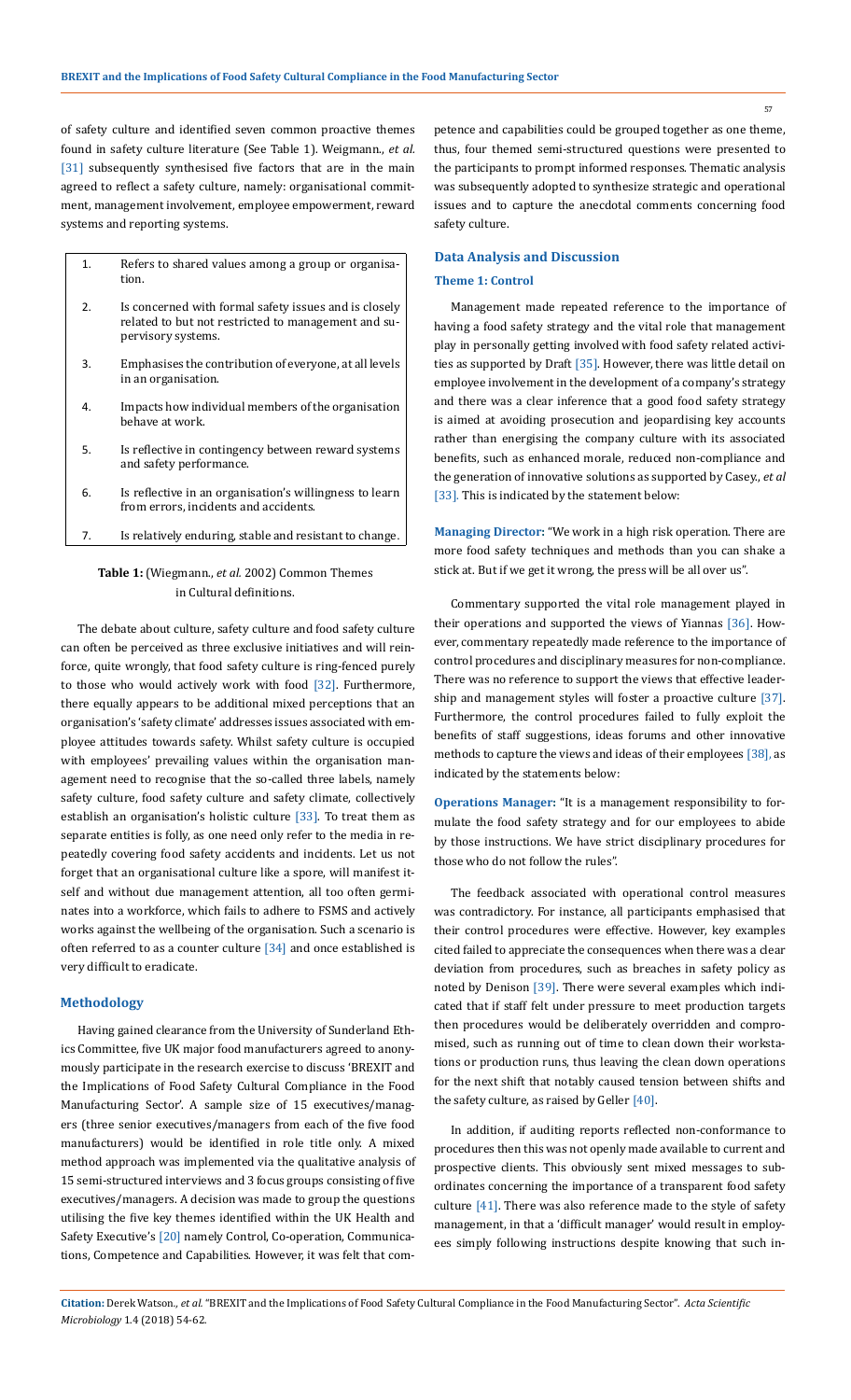of safety culture and identified seven common proactive themes found in safety culture literature (See Table 1). Weigmann., *et al.* [31] subsequently synthesised five factors that are in the main agreed to reflect a safety culture, namely: organisational commitment, management involvement, employee empowerment, reward systems and reporting systems.

| | |
|---|---|
| 1. | Refers to shared values among a group or organisation. |
| 2. | Is concerned with formal safety issues and is closely related to but not restricted to management and supervisory systems. |
| 3. | Emphasises the contribution of everyone, at all levels in an organisation. |
| 4. | Impacts how individual members of the organisation behave at work. |
| 5. | Is reflective in contingency between reward systems and safety performance. |
| 6. | Is reflective in an organisation's willingness to learn from errors, incidents and accidents. |
| 7. | Is relatively enduring, stable and resistant to change. |

**Table 1:** (Wiegmann., *et al.* 2002) Common Themes in Cultural definitions.

The debate about culture, safety culture and food safety culture can often be perceived as three exclusive initiatives and will reinforce, quite wrongly, that food safety culture is ring-fenced purely to those who would actively work with food [32]. Furthermore, there equally appears to be additional mixed perceptions that an organisation's 'safety climate' addresses issues associated with employee attitudes towards safety. Whilst safety culture is occupied with employees' prevailing values within the organisation management need to recognise that the so-called three labels, namely safety culture, food safety culture and safety climate, collectively establish an organisation's holistic culture [33]. To treat them as separate entities is folly, as one need only refer to the media in repeatedly covering food safety accidents and incidents. Let us not forget that an organisational culture like a spore, will manifest itself and without due management attention, all too often germinates into a workforce, which fails to adhere to FSMS and actively works against the wellbeing of the organisation. Such a scenario is often referred to as a counter culture [34] and once established is very difficult to eradicate.

## Methodology

Having gained clearance from the University of Sunderland Ethics Committee, five UK major food manufacturers agreed to anonymously participate in the research exercise to discuss 'BREXIT and the Implications of Food Safety Cultural Compliance in the Food Manufacturing Sector'. A sample size of 15 executives/managers (three senior executives/managers from each of the five food manufacturers) would be identified in role title only. A mixed method approach was implemented via the qualitative analysis of 15 semi-structured interviews and 3 focus groups consisting of five executives/managers. A decision was made to group the questions utilising the five key themes identified within the UK Health and Safety Executive's [20] namely Control, Co-operation, Communications, Competence and Capabilities. However, it was felt that competence and capabilities could be grouped together as one theme, thus, four themed semi-structured questions were presented to the participants to prompt informed responses. Thematic analysis was subsequently adopted to synthesize strategic and operational issues and to capture the anecdotal comments concerning food safety culture.

## Data Analysis and Discussion

### Theme 1: Control

Management made repeated reference to the importance of having a food safety strategy and the vital role that management play in personally getting involved with food safety related activities as supported by Draft [35]. However, there was little detail on employee involvement in the development of a company's strategy and there was a clear inference that a good food safety strategy is aimed at avoiding prosecution and jeopardising key accounts rather than energising the company culture with its associated benefits, such as enhanced morale, reduced non-compliance and the generation of innovative solutions as supported by Casey., *et al* [33]. This is indicated by the statement below:

**Managing Director:** "We work in a high risk operation. There are more food safety techniques and methods than you can shake a stick at. But if we get it wrong, the press will be all over us".

Commentary supported the vital role management played in their operations and supported the views of Yiannas [36]. However, commentary repeatedly made reference to the importance of control procedures and disciplinary measures for non-compliance. There was no reference to support the views that effective leadership and management styles will foster a proactive culture [37]. Furthermore, the control procedures failed to fully exploit the benefits of staff suggestions, ideas forums and other innovative methods to capture the views and ideas of their employees [38], as indicated by the statements below:

**Operations Manager:** "It is a management responsibility to formulate the food safety strategy and for our employees to abide by those instructions. We have strict disciplinary procedures for those who do not follow the rules".

The feedback associated with operational control measures was contradictory. For instance, all participants emphasised that their control procedures were effective. However, key examples cited failed to appreciate the consequences when there was a clear deviation from procedures, such as breaches in safety policy as noted by Denison [39]. There were several examples which indicated that if staff felt under pressure to meet production targets then procedures would be deliberately overridden and compromised, such as running out of time to clean down their workstations or production runs, thus leaving the clean down operations for the next shift that notably caused tension between shifts and the safety culture, as raised by Geller [40].

In addition, if auditing reports reflected non-conformance to procedures then this was not openly made available to current and prospective clients. This obviously sent mixed messages to subordinates concerning the importance of a transparent food safety culture [41]. There was also reference made to the style of safety management, in that a 'difficult manager' would result in employees simply following instructions despite knowing that such in-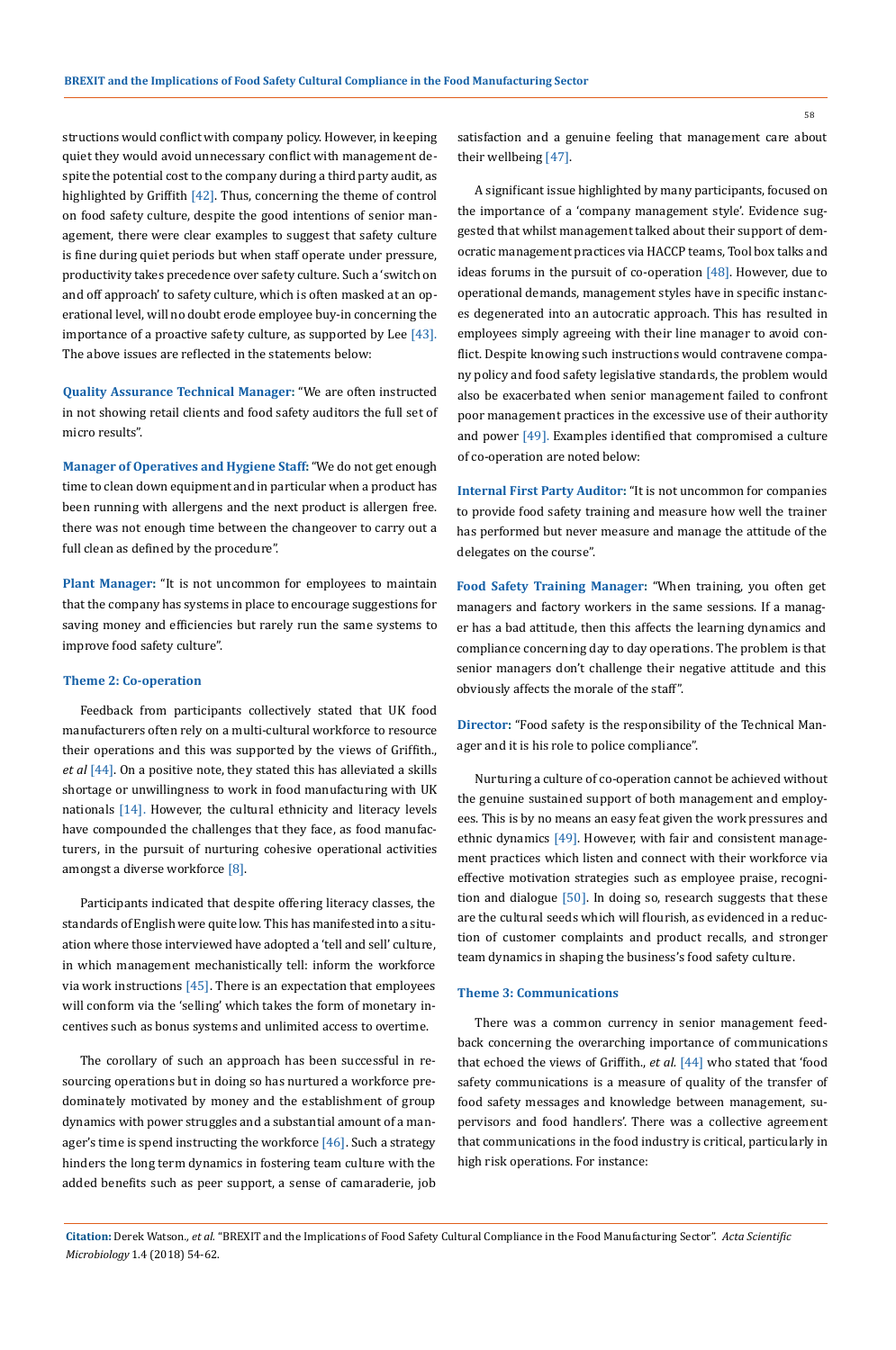structions would conflict with company policy. However, in keeping quiet they would avoid unnecessary conflict with management despite the potential cost to the company during a third party audit, as highlighted by Griffith [42]. Thus, concerning the theme of control on food safety culture, despite the good intentions of senior management, there were clear examples to suggest that safety culture is fine during quiet periods but when staff operate under pressure, productivity takes precedence over safety culture. Such a 'switch on and off approach' to safety culture, which is often masked at an operational level, will no doubt erode employee buy-in concerning the importance of a proactive safety culture, as supported by Lee [43]. The above issues are reflected in the statements below:

**Quality Assurance Technical Manager:** "We are often instructed in not showing retail clients and food safety auditors the full set of micro results".

**Manager of Operatives and Hygiene Staff:** "We do not get enough time to clean down equipment and in particular when a product has been running with allergens and the next product is allergen free. there was not enough time between the changeover to carry out a full clean as defined by the procedure".

**Plant Manager:** "It is not uncommon for employees to maintain that the company has systems in place to encourage suggestions for saving money and efficiencies but rarely run the same systems to improve food safety culture".

### Theme 2: Co-operation

Feedback from participants collectively stated that UK food manufacturers often rely on a multi-cultural workforce to resource their operations and this was supported by the views of Griffith., *et al* [44]. On a positive note, they stated this has alleviated a skills shortage or unwillingness to work in food manufacturing with UK nationals [14]. However, the cultural ethnicity and literacy levels have compounded the challenges that they face, as food manufacturers, in the pursuit of nurturing cohesive operational activities amongst a diverse workforce [8].

Participants indicated that despite offering literacy classes, the standards of English were quite low. This has manifested into a situation where those interviewed have adopted a 'tell and sell' culture, in which management mechanistically tell: inform the workforce via work instructions [45]. There is an expectation that employees will conform via the 'selling' which takes the form of monetary incentives such as bonus systems and unlimited access to overtime.

The corollary of such an approach has been successful in resourcing operations but in doing so has nurtured a workforce predominately motivated by money and the establishment of group dynamics with power struggles and a substantial amount of a manager's time is spend instructing the workforce [46]. Such a strategy hinders the long term dynamics in fostering team culture with the added benefits such as peer support, a sense of camaraderie, job satisfaction and a genuine feeling that management care about their wellbeing [47].

A significant issue highlighted by many participants, focused on the importance of a 'company management style'. Evidence suggested that whilst management talked about their support of democratic management practices via HACCP teams, Tool box talks and ideas forums in the pursuit of co-operation [48]. However, due to operational demands, management styles have in specific instances degenerated into an autocratic approach. This has resulted in employees simply agreeing with their line manager to avoid conflict. Despite knowing such instructions would contravene company policy and food safety legislative standards, the problem would also be exacerbated when senior management failed to confront poor management practices in the excessive use of their authority and power [49]. Examples identified that compromised a culture of co-operation are noted below:

**Internal First Party Auditor:** "It is not uncommon for companies to provide food safety training and measure how well the trainer has performed but never measure and manage the attitude of the delegates on the course".

**Food Safety Training Manager:** "When training, you often get managers and factory workers in the same sessions. If a manager has a bad attitude, then this affects the learning dynamics and compliance concerning day to day operations. The problem is that senior managers don't challenge their negative attitude and this obviously affects the morale of the staff".

**Director:** "Food safety is the responsibility of the Technical Manager and it is his role to police compliance".

Nurturing a culture of co-operation cannot be achieved without the genuine sustained support of both management and employees. This is by no means an easy feat given the work pressures and ethnic dynamics [49]. However, with fair and consistent management practices which listen and connect with their workforce via effective motivation strategies such as employee praise, recognition and dialogue [50]. In doing so, research suggests that these are the cultural seeds which will flourish, as evidenced in a reduction of customer complaints and product recalls, and stronger team dynamics in shaping the business's food safety culture.

### Theme 3: Communications

There was a common currency in senior management feedback concerning the overarching importance of communications that echoed the views of Griffith., *et al.* [44] who stated that 'food safety communications is a measure of quality of the transfer of food safety messages and knowledge between management, supervisors and food handlers'. There was a collective agreement that communications in the food industry is critical, particularly in high risk operations. For instance: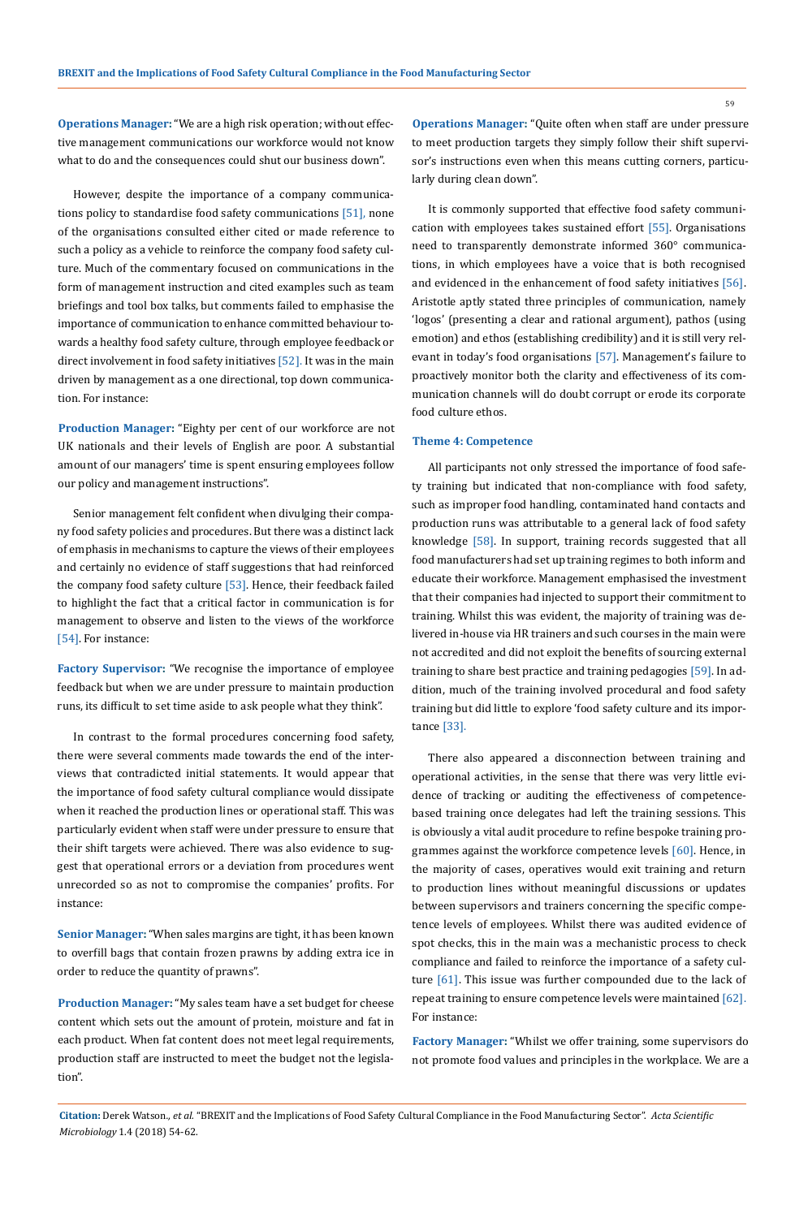**Operations Manager:** "We are a high risk operation; without effective management communications our workforce would not know what to do and the consequences could shut our business down".

However, despite the importance of a company communications policy to standardise food safety communications [51], none of the organisations consulted either cited or made reference to such a policy as a vehicle to reinforce the company food safety culture. Much of the commentary focused on communications in the form of management instruction and cited examples such as team briefings and tool box talks, but comments failed to emphasise the importance of communication to enhance committed behaviour towards a healthy food safety culture, through employee feedback or direct involvement in food safety initiatives [52]. It was in the main driven by management as a one directional, top down communication. For instance:

**Production Manager:** "Eighty per cent of our workforce are not UK nationals and their levels of English are poor. A substantial amount of our managers' time is spent ensuring employees follow our policy and management instructions".

Senior management felt confident when divulging their company food safety policies and procedures. But there was a distinct lack of emphasis in mechanisms to capture the views of their employees and certainly no evidence of staff suggestions that had reinforced the company food safety culture [53]. Hence, their feedback failed to highlight the fact that a critical factor in communication is for management to observe and listen to the views of the workforce [54]. For instance:

**Factory Supervisor:** "We recognise the importance of employee feedback but when we are under pressure to maintain production runs, its difficult to set time aside to ask people what they think".

In contrast to the formal procedures concerning food safety, there were several comments made towards the end of the interviews that contradicted initial statements. It would appear that the importance of food safety cultural compliance would dissipate when it reached the production lines or operational staff. This was particularly evident when staff were under pressure to ensure that their shift targets were achieved. There was also evidence to suggest that operational errors or a deviation from procedures went unrecorded so as not to compromise the companies' profits. For instance:

**Senior Manager:** "When sales margins are tight, it has been known to overfill bags that contain frozen prawns by adding extra ice in order to reduce the quantity of prawns".

**Production Manager:** "My sales team have a set budget for cheese content which sets out the amount of protein, moisture and fat in each product. When fat content does not meet legal requirements, production staff are instructed to meet the budget not the legislation".

**Operations Manager:** "Quite often when staff are under pressure to meet production targets they simply follow their shift supervisor's instructions even when this means cutting corners, particularly during clean down".

It is commonly supported that effective food safety communication with employees takes sustained effort [55]. Organisations need to transparently demonstrate informed 360° communications, in which employees have a voice that is both recognised and evidenced in the enhancement of food safety initiatives [56]. Aristotle aptly stated three principles of communication, namely 'logos' (presenting a clear and rational argument), pathos (using emotion) and ethos (establishing credibility) and it is still very relevant in today's food organisations [57]. Management's failure to proactively monitor both the clarity and effectiveness of its communication channels will do doubt corrupt or erode its corporate food culture ethos.

### Theme 4: Competence

All participants not only stressed the importance of food safety training but indicated that non-compliance with food safety, such as improper food handling, contaminated hand contacts and production runs was attributable to a general lack of food safety knowledge [58]. In support, training records suggested that all food manufacturers had set up training regimes to both inform and educate their workforce. Management emphasised the investment that their companies had injected to support their commitment to training. Whilst this was evident, the majority of training was delivered in-house via HR trainers and such courses in the main were not accredited and did not exploit the benefits of sourcing external training to share best practice and training pedagogies [59]. In addition, much of the training involved procedural and food safety training but did little to explore 'food safety culture and its importance [33].

There also appeared a disconnection between training and operational activities, in the sense that there was very little evidence of tracking or auditing the effectiveness of competence-based training once delegates had left the training sessions. This is obviously a vital audit procedure to refine bespoke training programmes against the workforce competence levels [60]. Hence, in the majority of cases, operatives would exit training and return to production lines without meaningful discussions or updates between supervisors and trainers concerning the specific competence levels of employees. Whilst there was audited evidence of spot checks, this in the main was a mechanistic process to check compliance and failed to reinforce the importance of a safety culture [61]. This issue was further compounded due to the lack of repeat training to ensure competence levels were maintained [62]. For instance:

**Factory Manager:** "Whilst we offer training, some supervisors do not promote food values and principles in the workplace. We are a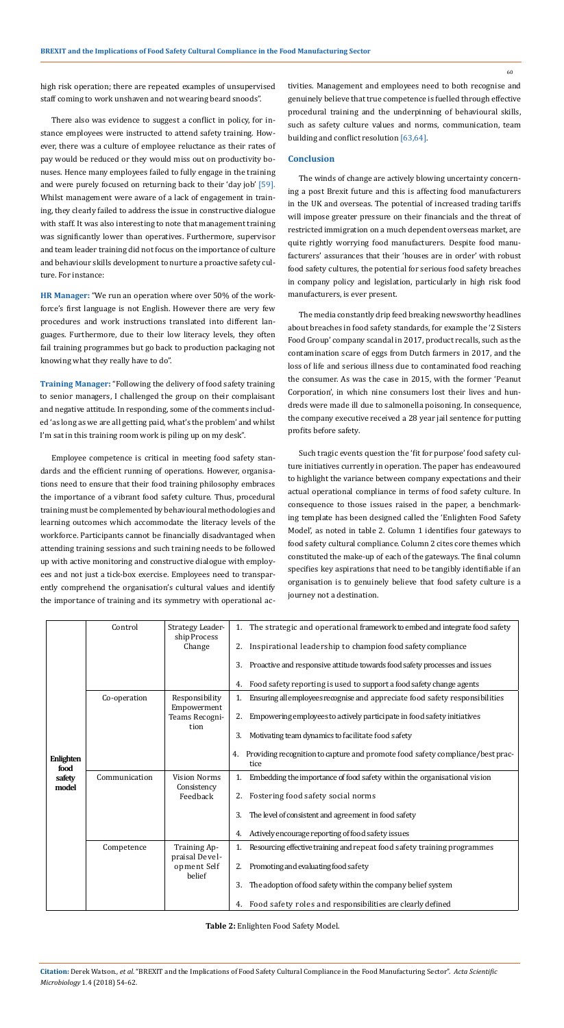high risk operation; there are repeated examples of unsupervised staff coming to work unshaven and not wearing beard snoods".

There also was evidence to suggest a conflict in policy, for instance employees were instructed to attend safety training. However, there was a culture of employee reluctance as their rates of pay would be reduced or they would miss out on productivity bonuses. Hence many employees failed to fully engage in the training and were purely focused on returning back to their 'day job' [59]. Whilst management were aware of a lack of engagement in training, they clearly failed to address the issue in constructive dialogue with staff. It was also interesting to note that management training was significantly lower than operatives. Furthermore, supervisor and team leader training did not focus on the importance of culture and behaviour skills development to nurture a proactive safety culture. For instance:

**HR Manager:** "We run an operation where over 50% of the workforce's first language is not English. However there are very few procedures and work instructions translated into different languages. Furthermore, due to their low literacy levels, they often fail training programmes but go back to production packaging not knowing what they really have to do".

**Training Manager:** "Following the delivery of food safety training to senior managers, I challenged the group on their complaisant and negative attitude. In responding, some of the comments included 'as long as we are all getting paid, what's the problem' and whilst I'm sat in this training room work is piling up on my desk".

Employee competence is critical in meeting food safety standards and the efficient running of operations. However, organisations need to ensure that their food training philosophy embraces the importance of a vibrant food safety culture. Thus, procedural training must be complemented by behavioural methodologies and learning outcomes which accommodate the literacy levels of the workforce. Participants cannot be financially disadvantaged when attending training sessions and such training needs to be followed up with active monitoring and constructive dialogue with employees and not just a tick-box exercise. Employees need to transparently comprehend the organisation's cultural values and identify the importance of training and its symmetry with operational activities. Management and employees need to both recognise and genuinely believe that true competence is fuelled through effective procedural training and the underpinning of behavioural skills, such as safety culture values and norms, communication, team building and conflict resolution [63,64].

## Conclusion

The winds of change are actively blowing uncertainty concerning a post Brexit future and this is affecting food manufacturers in the UK and overseas. The potential of increased trading tariffs will impose greater pressure on their financials and the threat of restricted immigration on a much dependent overseas market, are quite rightly worrying food manufacturers. Despite food manufacturers' assurances that their 'houses are in order' with robust food safety cultures, the potential for serious food safety breaches in company policy and legislation, particularly in high risk food manufacturers, is ever present.

The media constantly drip feed breaking newsworthy headlines about breaches in food safety standards, for example the '2 Sisters Food Group' company scandal in 2017, product recalls, such as the contamination scare of eggs from Dutch farmers in 2017, and the loss of life and serious illness due to contaminated food reaching the consumer. As was the case in 2015, with the former 'Peanut Corporation', in which nine consumers lost their lives and hundreds were made ill due to salmonella poisoning. In consequence, the company executive received a 28 year jail sentence for putting profits before safety.

Such tragic events question the 'fit for purpose' food safety culture initiatives currently in operation. The paper has endeavoured to highlight the variance between company expectations and their actual operational compliance in terms of food safety culture. In consequence to those issues raised in the paper, a benchmarking template has been designed called the 'Enlighten Food Safety Model', as noted in table 2. Column 1 identifies four gateways to food safety cultural compliance. Column 2 cites core themes which constituted the make-up of each of the gateways. The final column specifies key aspirations that need to be tangibly identifiable if an organisation is to genuinely believe that food safety culture is a journey not a destination.

| | | | |
|---|---|---|---|
| **Enlighten food safety model** | Control | Strategy Leadership Process Change | 1. The strategic and operational framework to embed and integrate food safety |
| | | | 2. Inspirational leadership to champion food safety compliance |
| | | | 3. Proactive and responsive attitude towards food safety processes and issues |
| | | | 4. Food safety reporting is used to support a food safety change agents |
| | Co-operation | Responsibility Empowerment Teams Recognition | 1. Ensuring all employees recognise and appreciate food safety responsibilities |
| | | | 2. Empowering employees to actively participate in food safety initiatives |
| | | | 3. Motivating team dynamics to facilitate food safety |
| | | | 4. Providing recognition to capture and promote food safety compliance/best practice |
| | Communication | Vision Norms Consistency Feedback | 1. Embedding the importance of food safety within the organisational vision |
| | | | 2. Fostering food safety social norms |
| | | | 3. The level of consistent and agreement in food safety |
| | | | 4. Actively encourage reporting of food safety issues |
| | Competence | Training Appraisal Development Self belief | 1. Resourcing effective training and repeat food safety training programmes |
| | | | 2. Promoting and evaluating food safety |
| | | | 3. The adoption of food safety within the company belief system |
| | | | 4. Food safety roles and responsibilities are clearly defined |

**Table 2:** Enlighten Food Safety Model.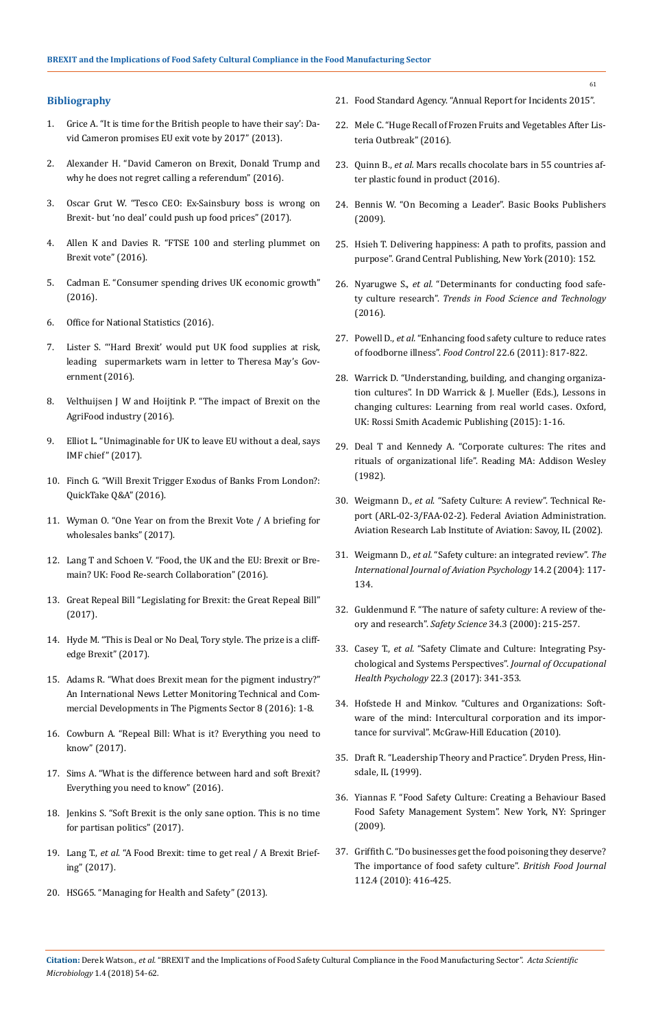## Bibliography

1. Grice A. "It is time for the British people to have their say': David Cameron promises EU exit vote by 2017" (2013).
2. Alexander H. "David Cameron on Brexit, Donald Trump and why he does not regret calling a referendum" (2016).
3. Oscar Grut W. "Tesco CEO: Ex-Sainsbury boss is wrong on Brexit- but 'no deal' could push up food prices" (2017).
4. Allen K and Davies R. "FTSE 100 and sterling plummet on Brexit vote" (2016).
5. Cadman E. "Consumer spending drives UK economic growth" (2016).
6. Office for National Statistics (2016).
7. Lister S. "'Hard Brexit' would put UK food supplies at risk, leading supermarkets warn in letter to Theresa May's Government (2016).
8. Velthuijsen J W and Hoijtink P. "The impact of Brexit on the AgriFood industry (2016).
9. Elliot L. "Unimaginable for UK to leave EU without a deal, says IMF chief" (2017).
10. Finch G. "Will Brexit Trigger Exodus of Banks From London?: QuickTake Q&A" (2016).
11. Wyman O. "One Year on from the Brexit Vote / A briefing for wholesales banks" (2017).
12. Lang T and Schoen V. "Food, the UK and the EU: Brexit or Bremain? UK: Food Re-search Collaboration" (2016).
13. Great Repeal Bill "Legislating for Brexit: the Great Repeal Bill" (2017).
14. Hyde M. "This is Deal or No Deal, Tory style. The prize is a cliff-edge Brexit" (2017).
15. Adams R. "What does Brexit mean for the pigment industry?" An International News Letter Monitoring Technical and Commercial Developments in The Pigments Sector 8 (2016): 1-8.
16. Cowburn A. "Repeal Bill: What is it? Everything you need to know" (2017).
17. Sims A. "What is the difference between hard and soft Brexit? Everything you need to know" (2016).
18. Jenkins S. "Soft Brexit is the only sane option. This is no time for partisan politics" (2017).
19. Lang T., *et al.* "A Food Brexit: time to get real / A Brexit Briefing" (2017).
20. HSG65. "Managing for Health and Safety" (2013).
21. Food Standard Agency. "Annual Report for Incidents 2015".
22. Mele C. "Huge Recall of Frozen Fruits and Vegetables After Listeria Outbreak" (2016).
23. Quinn B., *et al.* Mars recalls chocolate bars in 55 countries after plastic found in product (2016).
24. Bennis W. "On Becoming a Leader". Basic Books Publishers (2009).
25. Hsieh T. Delivering happiness: A path to profits, passion and purpose". Grand Central Publishing, New York (2010): 152.
26. Nyarugwe S., *et al.* "Determinants for conducting food safety culture research". *Trends in Food Science and Technology* (2016).
27. Powell D., *et al.* "Enhancing food safety culture to reduce rates of foodborne illness". *Food Control* 22.6 (2011): 817-822.
28. Warrick D. "Understanding, building, and changing organization cultures". In DD Warrick & J. Mueller (Eds.), Lessons in changing cultures: Learning from real world cases. Oxford, UK: Rossi Smith Academic Publishing (2015): 1-16.
29. Deal T and Kennedy A. "Corporate cultures: The rites and rituals of organizational life". Reading MA: Addison Wesley (1982).
30. Weigmann D., *et al.* "Safety Culture: A review". Technical Report (ARL-02-3/FAA-02-2). Federal Aviation Administration. Aviation Research Lab Institute of Aviation: Savoy, IL (2002).
31. Weigmann D., *et al.* "Safety culture: an integrated review". *The International Journal of Aviation Psychology* 14.2 (2004): 117-134.
32. Guldenmund F. "The nature of safety culture: A review of theory and research". *Safety Science* 34.3 (2000): 215-257.
33. Casey T., *et al.* "Safety Climate and Culture: Integrating Psychological and Systems Perspectives". *Journal of Occupational Health Psychology* 22.3 (2017): 341-353.
34. Hofstede H and Minkov. "Cultures and Organizations: Software of the mind: Intercultural corporation and its importance for survival". McGraw-Hill Education (2010).
35. Draft R. "Leadership Theory and Practice". Dryden Press, Hinsdale, IL (1999).
36. Yiannas F. "Food Safety Culture: Creating a Behaviour Based Food Safety Management System". New York, NY: Springer (2009).
37. Griffith C. "Do businesses get the food poisoning they deserve? The importance of food safety culture". *British Food Journal* 112.4 (2010): 416-425.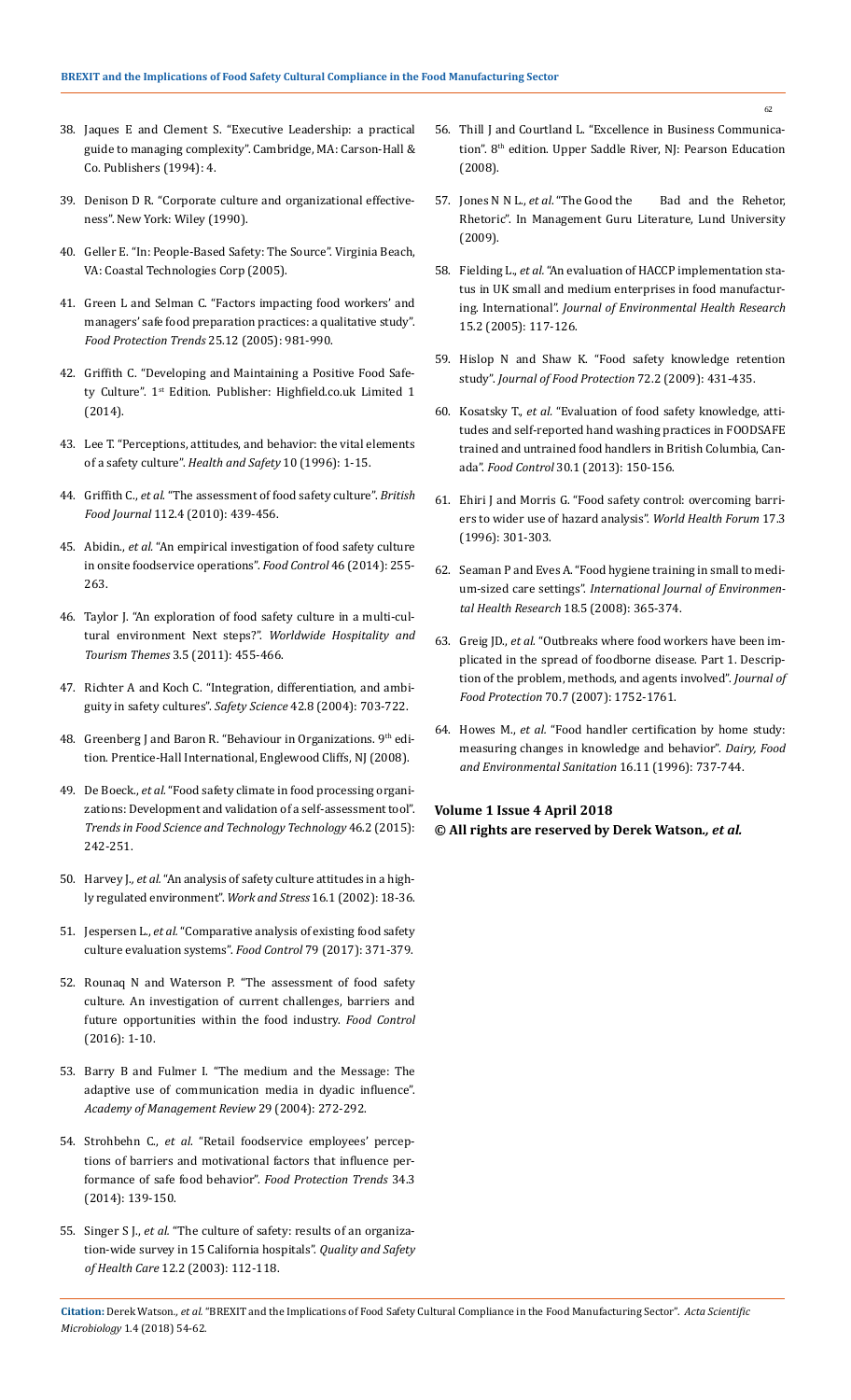38. Jaques E and Clement S. "Executive Leadership: a practical guide to managing complexity". Cambridge, MA: Carson-Hall & Co. Publishers (1994): 4.
39. Denison D R. "Corporate culture and organizational effectiveness". New York: Wiley (1990).
40. Geller E. "In: People-Based Safety: The Source". Virginia Beach, VA: Coastal Technologies Corp (2005).
41. Green L and Selman C. "Factors impacting food workers' and managers' safe food preparation practices: a qualitative study". *Food Protection Trends* 25.12 (2005): 981-990.
42. Griffith C. "Developing and Maintaining a Positive Food Safety Culture". 1st Edition. Publisher: Highfield.co.uk Limited 1 (2014).
43. Lee T. "Perceptions, attitudes, and behavior: the vital elements of a safety culture". *Health and Safety* 10 (1996): 1-15.
44. Griffith C., *et al.* "The assessment of food safety culture". *British Food Journal* 112.4 (2010): 439-456.
45. Abidin., *et al.* "An empirical investigation of food safety culture in onsite foodservice operations". *Food Control* 46 (2014): 255-263.
46. Taylor J. "An exploration of food safety culture in a multi-cultural environment Next steps?". *Worldwide Hospitality and Tourism Themes* 3.5 (2011): 455-466.
47. Richter A and Koch C. "Integration, differentiation, and ambiguity in safety cultures". *Safety Science* 42.8 (2004): 703-722.
48. Greenberg J and Baron R. "Behaviour in Organizations. 9th edition. Prentice-Hall International, Englewood Cliffs, NJ (2008).
49. De Boeck., *et al.* "Food safety climate in food processing organizations: Development and validation of a self-assessment tool". *Trends in Food Science and Technology Technology* 46.2 (2015): 242-251.
50. Harvey J., *et al.* "An analysis of safety culture attitudes in a highly regulated environment". *Work and Stress* 16.1 (2002): 18-36.
51. Jespersen L., *et al.* "Comparative analysis of existing food safety culture evaluation systems". *Food Control* 79 (2017): 371-379.
52. Rounaq N and Waterson P. "The assessment of food safety culture. An investigation of current challenges, barriers and future opportunities within the food industry. *Food Control* (2016): 1-10.
53. Barry B and Fulmer I. "The medium and the Message: The adaptive use of communication media in dyadic influence". *Academy of Management Review* 29 (2004): 272-292.
54. Strohbehn C., *et al.* "Retail foodservice employees' perceptions of barriers and motivational factors that influence performance of safe food behavior". *Food Protection Trends* 34.3 (2014): 139-150.
55. Singer S J., *et al.* "The culture of safety: results of an organization-wide survey in 15 California hospitals". *Quality and Safety of Health Care* 12.2 (2003): 112-118.
56. Thill J and Courtland L. "Excellence in Business Communication". 8th edition. Upper Saddle River, NJ: Pearson Education (2008).
57. Jones N N L., *et al.* "The Good the Bad and the Rehetor, Rhetoric". In Management Guru Literature, Lund University (2009).
58. Fielding L., *et al.* "An evaluation of HACCP implementation status in UK small and medium enterprises in food manufacturing. International". *Journal of Environmental Health Research* 15.2 (2005): 117-126.
59. Hislop N and Shaw K. "Food safety knowledge retention study". *Journal of Food Protection* 72.2 (2009): 431-435.
60. Kosatsky T., *et al.* "Evaluation of food safety knowledge, attitudes and self-reported hand washing practices in FOODSAFE trained and untrained food handlers in British Columbia, Canada". *Food Control* 30.1 (2013): 150-156.
61. Ehiri J and Morris G. "Food safety control: overcoming barriers to wider use of hazard analysis". *World Health Forum* 17.3 (1996): 301-303.
62. Seaman P and Eves A. "Food hygiene training in small to medium-sized care settings". *International Journal of Environmental Health Research* 18.5 (2008): 365-374.
63. Greig JD., *et al.* "Outbreaks where food workers have been implicated in the spread of foodborne disease. Part 1. Description of the problem, methods, and agents involved". *Journal of Food Protection* 70.7 (2007): 1752-1761.
64. Howes M., *et al.* "Food handler certification by home study: measuring changes in knowledge and behavior". *Dairy, Food and Environmental Sanitation* 16.11 (1996): 737-744.

**Volume 1 Issue 4 April 2018**
**© All rights are reserved by Derek Watson., *et al.***